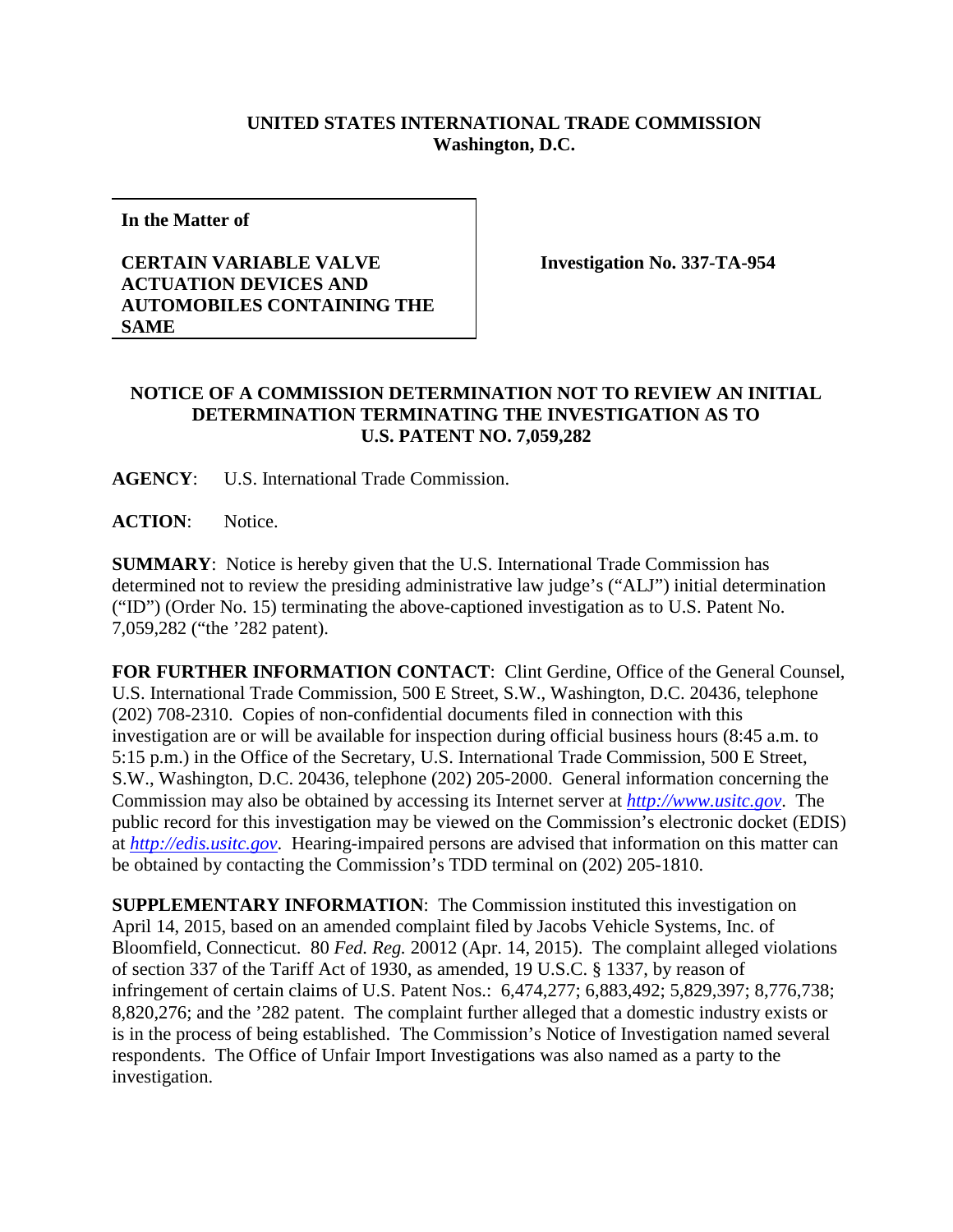**UNITED STATES INTERNATIONAL TRADE COMMISSION**
**Washington, D.C.**

| In the Matter of | |
|---|---|
| **CERTAIN VARIABLE VALVE ACTUATION DEVICES AND AUTOMOBILES CONTAINING THE SAME** | **Investigation No. 337-TA-954** |

**NOTICE OF A COMMISSION DETERMINATION NOT TO REVIEW AN INITIAL DETERMINATION TERMINATING THE INVESTIGATION AS TO U.S. PATENT NO. 7,059,282**

**AGENCY**: U.S. International Trade Commission.

**ACTION**: Notice.

**SUMMARY**: Notice is hereby given that the U.S. International Trade Commission has determined not to review the presiding administrative law judge's ("ALJ") initial determination ("ID") (Order No. 15) terminating the above-captioned investigation as to U.S. Patent No. 7,059,282 ("the '282 patent).

**FOR FURTHER INFORMATION CONTACT**: Clint Gerdine, Office of the General Counsel, U.S. International Trade Commission, 500 E Street, S.W., Washington, D.C. 20436, telephone (202) 708-2310. Copies of non-confidential documents filed in connection with this investigation are or will be available for inspection during official business hours (8:45 a.m. to 5:15 p.m.) in the Office of the Secretary, U.S. International Trade Commission, 500 E Street, S.W., Washington, D.C. 20436, telephone (202) 205-2000. General information concerning the Commission may also be obtained by accessing its Internet server at *http://www.usitc.gov*. The public record for this investigation may be viewed on the Commission's electronic docket (EDIS) at *http://edis.usitc.gov*. Hearing-impaired persons are advised that information on this matter can be obtained by contacting the Commission's TDD terminal on (202) 205-1810.

**SUPPLEMENTARY INFORMATION**: The Commission instituted this investigation on April 14, 2015, based on an amended complaint filed by Jacobs Vehicle Systems, Inc. of Bloomfield, Connecticut. 80 *Fed. Reg.* 20012 (Apr. 14, 2015). The complaint alleged violations of section 337 of the Tariff Act of 1930, as amended, 19 U.S.C. § 1337, by reason of infringement of certain claims of U.S. Patent Nos.: 6,474,277; 6,883,492; 5,829,397; 8,776,738; 8,820,276; and the '282 patent. The complaint further alleged that a domestic industry exists or is in the process of being established. The Commission's Notice of Investigation named several respondents. The Office of Unfair Import Investigations was also named as a party to the investigation.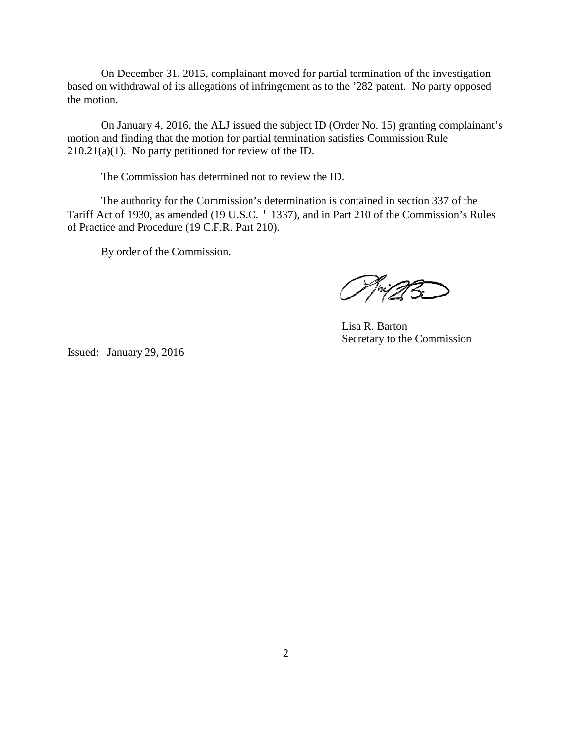On December 31, 2015, complainant moved for partial termination of the investigation based on withdrawal of its allegations of infringement as to the ’282 patent. No party opposed the motion.

On January 4, 2016, the ALJ issued the subject ID (Order No. 15) granting complainant’s motion and finding that the motion for partial termination satisfies Commission Rule 210.21(a)(1). No party petitioned for review of the ID.

The Commission has determined not to review the ID.

The authority for the Commission’s determination is contained in section 337 of the Tariff Act of 1930, as amended (19 U.S.C. ' 1337), and in Part 210 of the Commission’s Rules of Practice and Procedure (19 C.F.R. Part 210).

By order of the Commission.

Lisa R. Barton
Secretary to the Commission

Issued: January 29, 2016